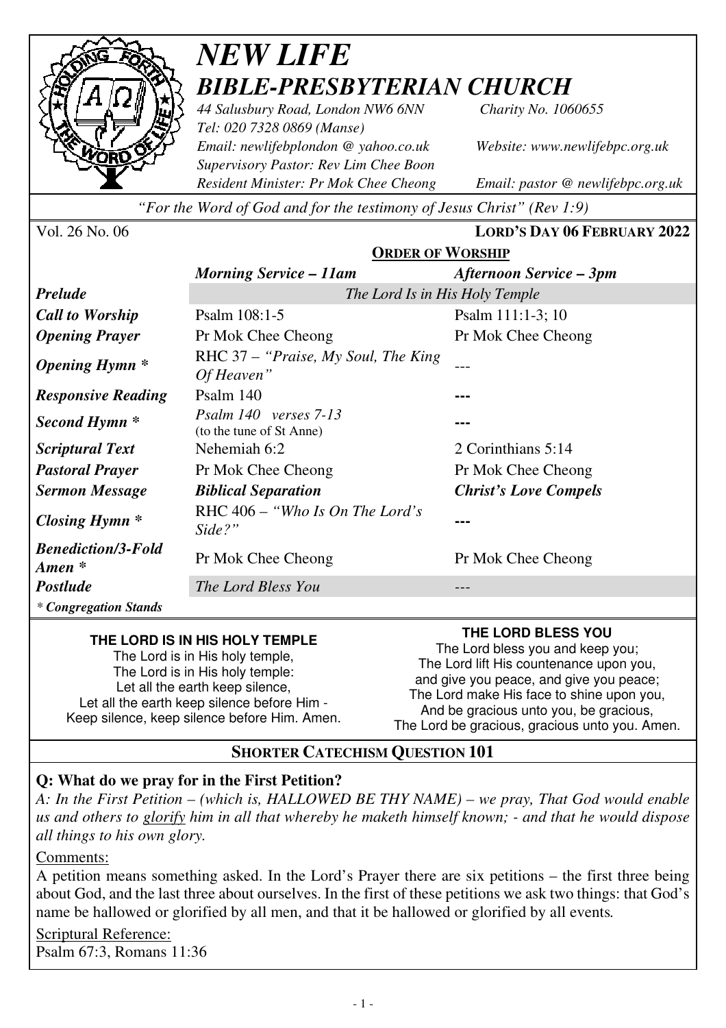# *NEW LIFE*
## *BIBLE-PRESBYTERIAN CHURCH*

*44 Salusbury Road, London NW6 6NN* *Charity No. 1060655*
*Tel: 020 7328 0869 (Manse)*
*Email: newlifebplondon @ yahoo.co.uk* *Website: www.newlifebpc.org.uk*
*Supervisory Pastor: Rev Lim Chee Boon*
*Resident Minister: Pr Mok Chee Cheong* *Email: pastor @ newlifebpc.org.uk*

*"For the Word of God and for the testimony of Jesus Christ" (Rev 1:9)*

Vol. 26 No. 06 **LORD'S DAY 06 FEBRUARY 2022**

### ORDER OF WORSHIP

| | *Morning Service – 11am* | *Afternoon Service – 3pm* |
|---|---|---|
| ***Prelude*** | *The Lord Is in His Holy Temple* | |
| ***Call to Worship*** | Psalm 108:1-5 | Psalm 111:1-3; 10 |
| ***Opening Prayer*** | Pr Mok Chee Cheong | Pr Mok Chee Cheong |
| ***Opening Hymn **** | RHC 37 – *"Praise, My Soul, The King Of Heaven"* | --- |
| ***Responsive Reading*** | Psalm 140 | --- |
| ***Second Hymn **** | *Psalm 140 verses 7-13* (to the tune of St Anne) | --- |
| ***Scriptural Text*** | Nehemiah 6:2 | 2 Corinthians 5:14 |
| ***Pastoral Prayer*** | Pr Mok Chee Cheong | Pr Mok Chee Cheong |
| ***Sermon Message*** | ***Biblical Separation*** | ***Christ's Love Compels*** |
| ***Closing Hymn **** | RHC 406 – *"Who Is On The Lord's Side?"* | --- |
| ***Benediction/3-Fold Amen **** | Pr Mok Chee Cheong | Pr Mok Chee Cheong |
| ***Postlude*** | *The Lord Bless You* | --- |

*\* Congregation Stands*

**THE LORD IS IN HIS HOLY TEMPLE**
The Lord is in His holy temple,
The Lord is in His holy temple:
Let all the earth keep silence,
Let all the earth keep silence before Him -
Keep silence, keep silence before Him. Amen.

**THE LORD BLESS YOU**
The Lord bless you and keep you;
The Lord lift His countenance upon you,
and give you peace, and give you peace;
The Lord make His face to shine upon you,
And be gracious unto you, be gracious,
The Lord be gracious, gracious unto you. Amen.

### SHORTER CATECHISM QUESTION 101

**Q: What do we pray for in the First Petition?**

*A: In the First Petition – (which is, HALLOWED BE THY NAME) – we pray, That God would enable us and others to glorify him in all that whereby he maketh himself known; - and that he would dispose all things to his own glory.*

Comments:

A petition means something asked. In the Lord's Prayer there are six petitions – the first three being about God, and the last three about ourselves. In the first of these petitions we ask two things: that God's name be hallowed or glorified by all men, and that it be hallowed or glorified by all events.

Scriptural Reference:

Psalm 67:3, Romans 11:36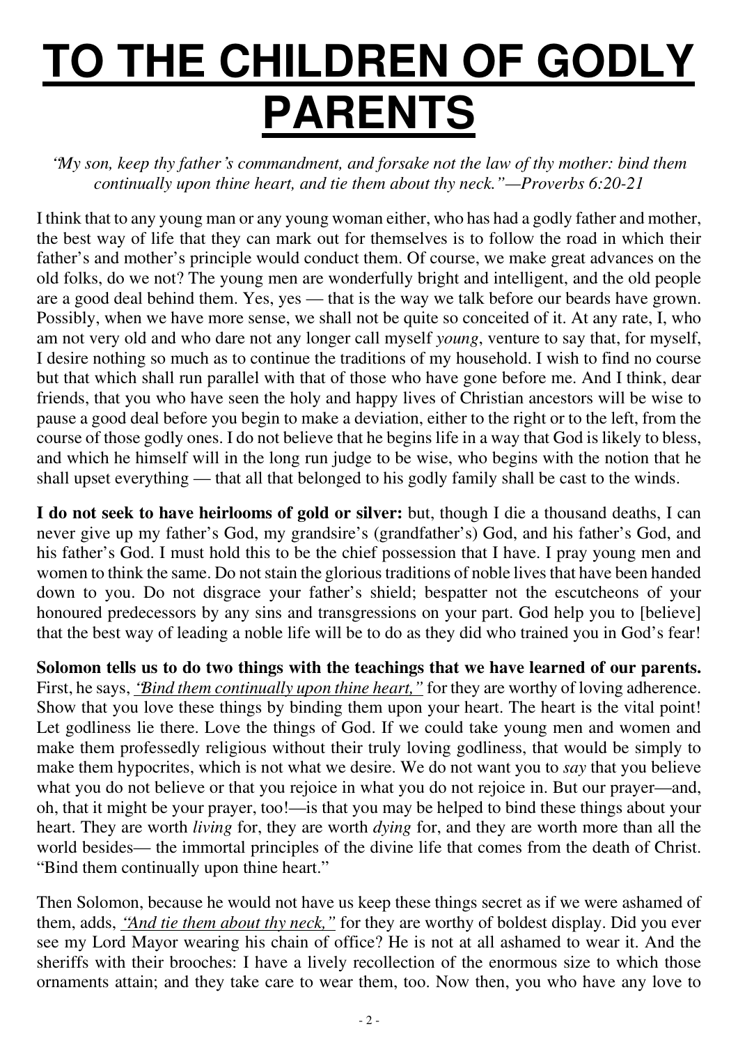# TO THE CHILDREN OF GODLY PARENTS

*"My son, keep thy father's commandment, and forsake not the law of thy mother: bind them continually upon thine heart, and tie them about thy neck."—Proverbs 6:20-21*

I think that to any young man or any young woman either, who has had a godly father and mother, the best way of life that they can mark out for themselves is to follow the road in which their father's and mother's principle would conduct them. Of course, we make great advances on the old folks, do we not? The young men are wonderfully bright and intelligent, and the old people are a good deal behind them. Yes, yes — that is the way we talk before our beards have grown. Possibly, when we have more sense, we shall not be quite so conceited of it. At any rate, I, who am not very old and who dare not any longer call myself *young*, venture to say that, for myself, I desire nothing so much as to continue the traditions of my household. I wish to find no course but that which shall run parallel with that of those who have gone before me. And I think, dear friends, that you who have seen the holy and happy lives of Christian ancestors will be wise to pause a good deal before you begin to make a deviation, either to the right or to the left, from the course of those godly ones. I do not believe that he begins life in a way that God is likely to bless, and which he himself will in the long run judge to be wise, who begins with the notion that he shall upset everything — that all that belonged to his godly family shall be cast to the winds.

**I do not seek to have heirlooms of gold or silver:** but, though I die a thousand deaths, I can never give up my father's God, my grandsire's (grandfather's) God, and his father's God, and his father's God. I must hold this to be the chief possession that I have. I pray young men and women to think the same. Do not stain the glorious traditions of noble lives that have been handed down to you. Do not disgrace your father's shield; bespatter not the escutcheons of your honoured predecessors by any sins and transgressions on your part. God help you to [believe] that the best way of leading a noble life will be to do as they did who trained you in God's fear!

**Solomon tells us to do two things with the teachings that we have learned of our parents.** First, he says, *"Bind them continually upon thine heart,"* for they are worthy of loving adherence. Show that you love these things by binding them upon your heart. The heart is the vital point! Let godliness lie there. Love the things of God. If we could take young men and women and make them professedly religious without their truly loving godliness, that would be simply to make them hypocrites, which is not what we desire. We do not want you to *say* that you believe what you do not believe or that you rejoice in what you do not rejoice in. But our prayer—and, oh, that it might be your prayer, too!—is that you may be helped to bind these things about your heart. They are worth *living* for, they are worth *dying* for, and they are worth more than all the world besides— the immortal principles of the divine life that comes from the death of Christ. "Bind them continually upon thine heart."

Then Solomon, because he would not have us keep these things secret as if we were ashamed of them, adds, *"And tie them about thy neck,"* for they are worthy of boldest display. Did you ever see my Lord Mayor wearing his chain of office? He is not at all ashamed to wear it. And the sheriffs with their brooches: I have a lively recollection of the enormous size to which those ornaments attain; and they take care to wear them, too. Now then, you who have any love to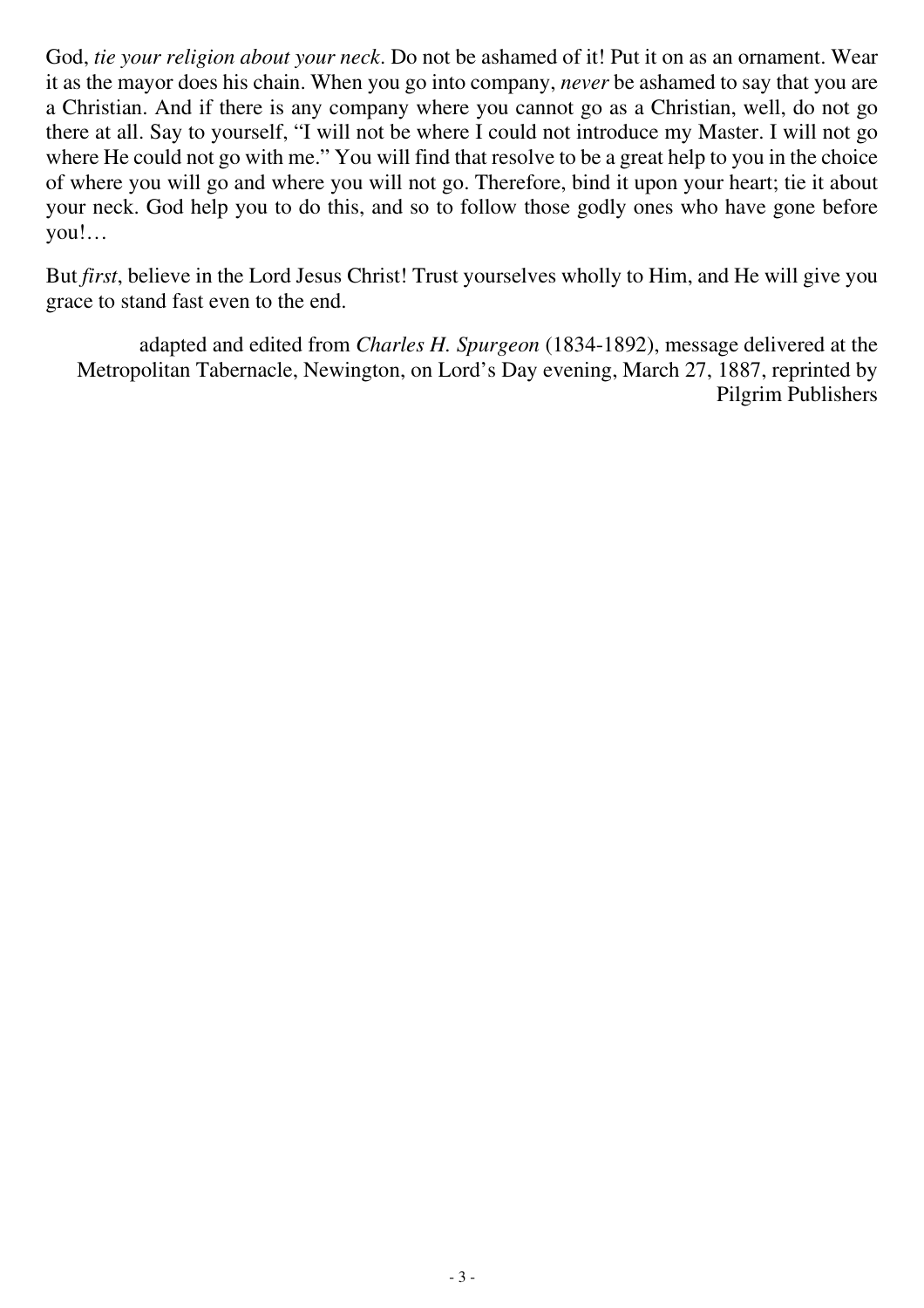God, *tie your religion about your neck*. Do not be ashamed of it! Put it on as an ornament. Wear it as the mayor does his chain. When you go into company, *never* be ashamed to say that you are a Christian. And if there is any company where you cannot go as a Christian, well, do not go there at all. Say to yourself, "I will not be where I could not introduce my Master. I will not go where He could not go with me." You will find that resolve to be a great help to you in the choice of where you will go and where you will not go. Therefore, bind it upon your heart; tie it about your neck. God help you to do this, and so to follow those godly ones who have gone before you!…

But *first*, believe in the Lord Jesus Christ! Trust yourselves wholly to Him, and He will give you grace to stand fast even to the end.

adapted and edited from *Charles H. Spurgeon* (1834-1892), message delivered at the Metropolitan Tabernacle, Newington, on Lord's Day evening, March 27, 1887, reprinted by Pilgrim Publishers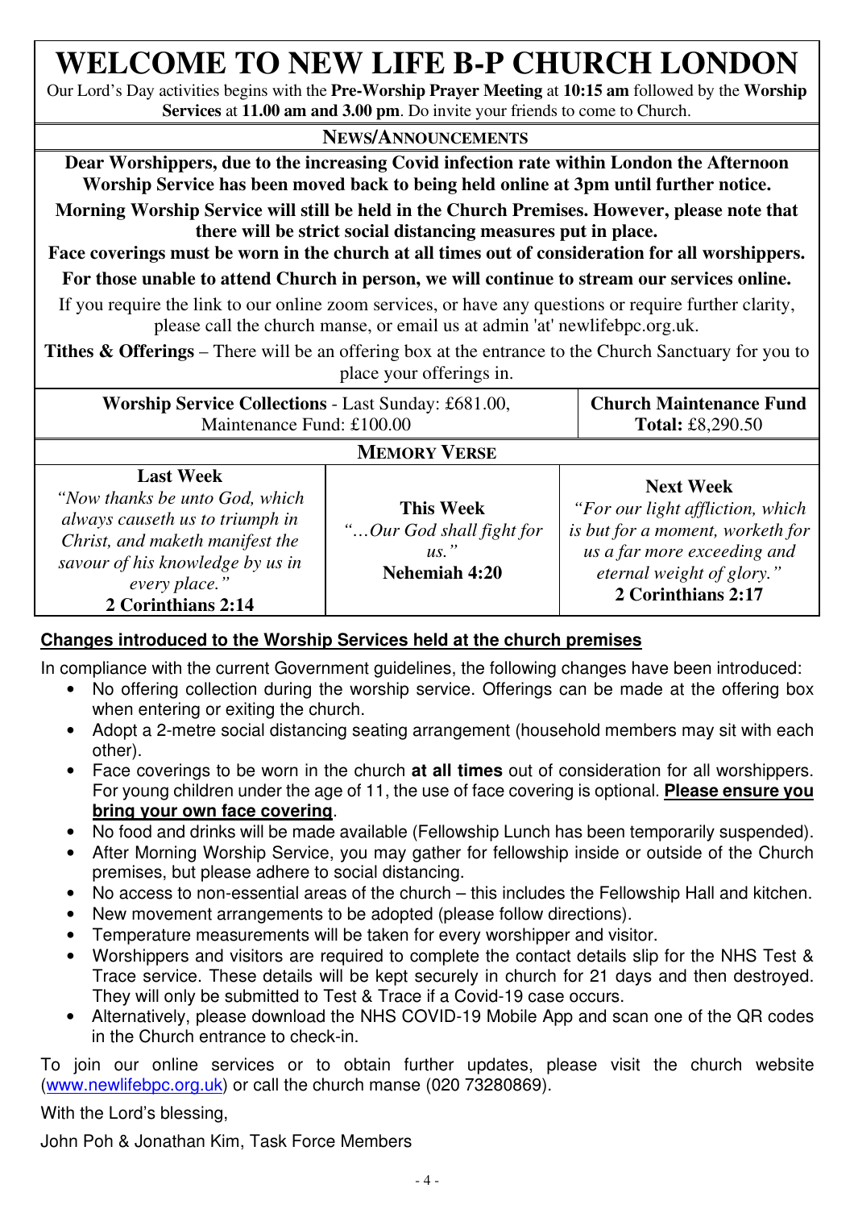# WELCOME TO NEW LIFE B-P CHURCH LONDON

Our Lord's Day activities begins with the **Pre-Worship Prayer Meeting** at **10:15 am** followed by the **Worship Services** at **11.00 am and 3.00 pm**. Do invite your friends to come to Church.

## NEWS/ANNOUNCEMENTS

**Dear Worshippers, due to the increasing Covid infection rate within London the Afternoon Worship Service has been moved back to being held online at 3pm until further notice.**

**Morning Worship Service will still be held in the Church Premises. However, please note that there will be strict social distancing measures put in place.**

**Face coverings must be worn in the church at all times out of consideration for all worshippers.**

**For those unable to attend Church in person, we will continue to stream our services online.**

If you require the link to our online zoom services, or have any questions or require further clarity, please call the church manse, or email us at admin 'at' newlifebpc.org.uk.

**Tithes & Offerings** – There will be an offering box at the entrance to the Church Sanctuary for you to place your offerings in.

| | |
|---|---|
| **Worship Service Collections** - Last Sunday: £681.00, Maintenance Fund: £100.00 | **Church Maintenance Fund Total:** £8,290.50 |

## MEMORY VERSE

| | | |
|---|---|---|
| **Last Week** *"Now thanks be unto God, which always causeth us to triumph in Christ, and maketh manifest the savour of his knowledge by us in every place."* **2 Corinthians 2:14** | **This Week** *"…Our God shall fight for us."* **Nehemiah 4:20** | **Next Week** *"For our light affliction, which is but for a moment, worketh for us a far more exceeding and eternal weight of glory."* **2 Corinthians 2:17** |

**Changes introduced to the Worship Services held at the church premises**

In compliance with the current Government guidelines, the following changes have been introduced:

- No offering collection during the worship service. Offerings can be made at the offering box when entering or exiting the church.
- Adopt a 2-metre social distancing seating arrangement (household members may sit with each other).
- Face coverings to be worn in the church **at all times** out of consideration for all worshippers. For young children under the age of 11, the use of face covering is optional. **Please ensure you bring your own face covering**.
- No food and drinks will be made available (Fellowship Lunch has been temporarily suspended).
- After Morning Worship Service, you may gather for fellowship inside or outside of the Church premises, but please adhere to social distancing.
- No access to non-essential areas of the church – this includes the Fellowship Hall and kitchen.
- New movement arrangements to be adopted (please follow directions).
- Temperature measurements will be taken for every worshipper and visitor.
- Worshippers and visitors are required to complete the contact details slip for the NHS Test & Trace service. These details will be kept securely in church for 21 days and then destroyed. They will only be submitted to Test & Trace if a Covid-19 case occurs.
- Alternatively, please download the NHS COVID-19 Mobile App and scan one of the QR codes in the Church entrance to check-in.

To join our online services or to obtain further updates, please visit the church website (www.newlifebpc.org.uk) or call the church manse (020 73280869).

With the Lord's blessing,

John Poh & Jonathan Kim, Task Force Members